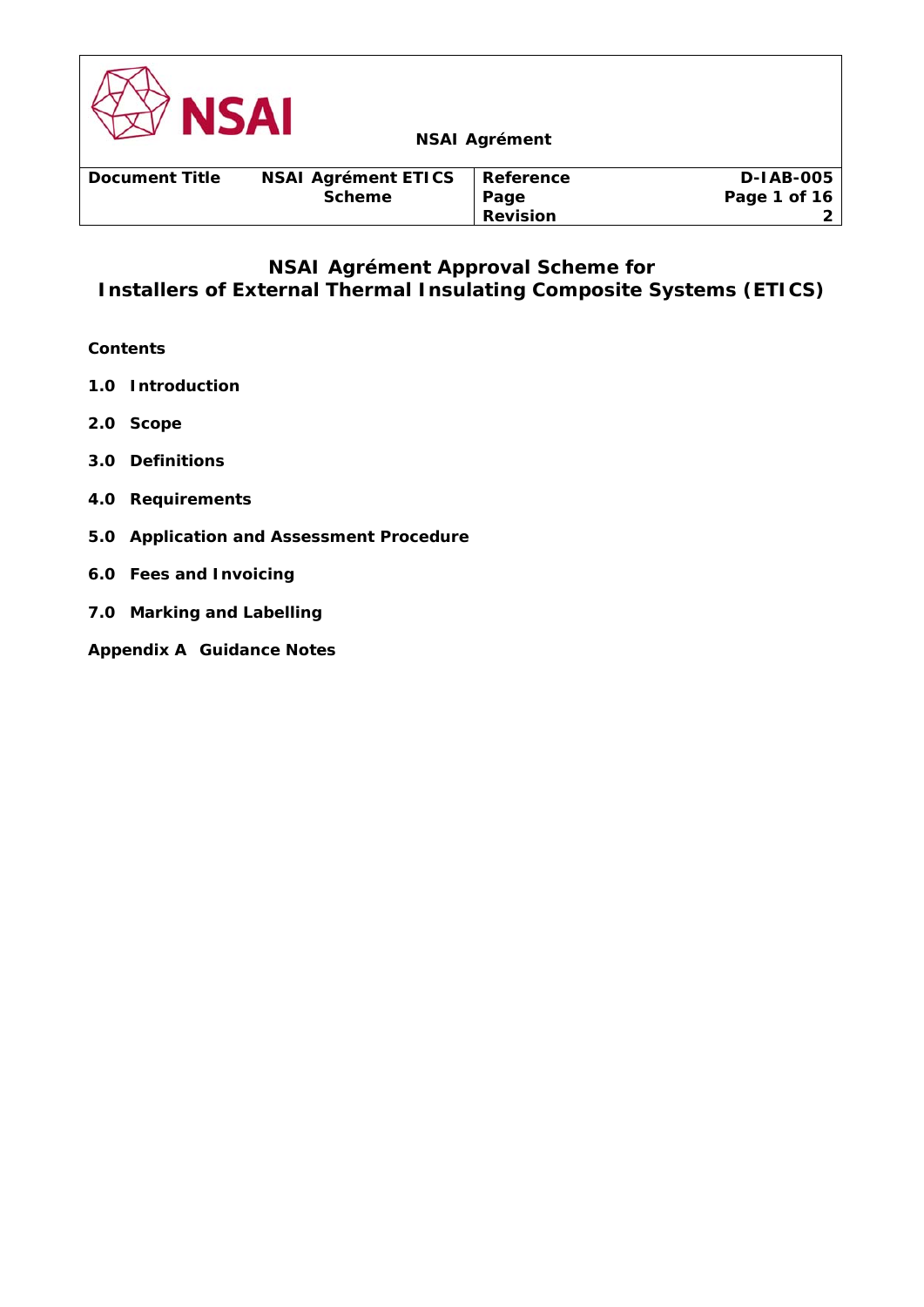# NSAI Agrément Approval Scheme for Installers of External Thermal Insulating Composite Systems (ETICS)

**Contents**

**1.0 Introduction**

**2.0 Scope**

**3.0 Definitions**

**4.0 Requirements**

**5.0 Application and Assessment Procedure**

**6.0 Fees and Invoicing**

**7.0 Marking and Labelling**

**Appendix A Guidance Notes**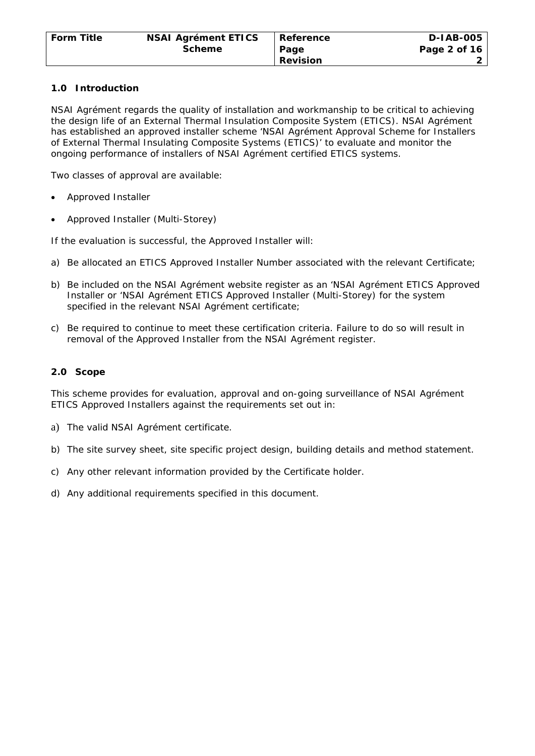## 1.0 Introduction

NSAI Agrément regards the quality of installation and workmanship to be critical to achieving the design life of an External Thermal Insulation Composite System (ETICS). NSAI Agrément has established an approved installer scheme 'NSAI Agrément Approval Scheme for Installers of External Thermal Insulating Composite Systems (ETICS)' to evaluate and monitor the ongoing performance of installers of NSAI Agrément certified ETICS systems.

Two classes of approval are available:

- Approved Installer
- Approved Installer (Multi-Storey)

If the evaluation is successful, the Approved Installer will:

a) Be allocated an ETICS Approved Installer Number associated with the relevant Certificate;

b) Be included on the NSAI Agrément website register as an 'NSAI Agrément ETICS Approved Installer or 'NSAI Agrément ETICS Approved Installer (Multi-Storey) for the system specified in the relevant NSAI Agrément certificate;

c) Be required to continue to meet these certification criteria. Failure to do so will result in removal of the Approved Installer from the NSAI Agrément register.

## 2.0 Scope

This scheme provides for evaluation, approval and on-going surveillance of NSAI Agrément ETICS Approved Installers against the requirements set out in:

a) The valid NSAI Agrément certificate.

b) The site survey sheet, site specific project design, building details and method statement.

c) Any other relevant information provided by the Certificate holder.

d) Any additional requirements specified in this document.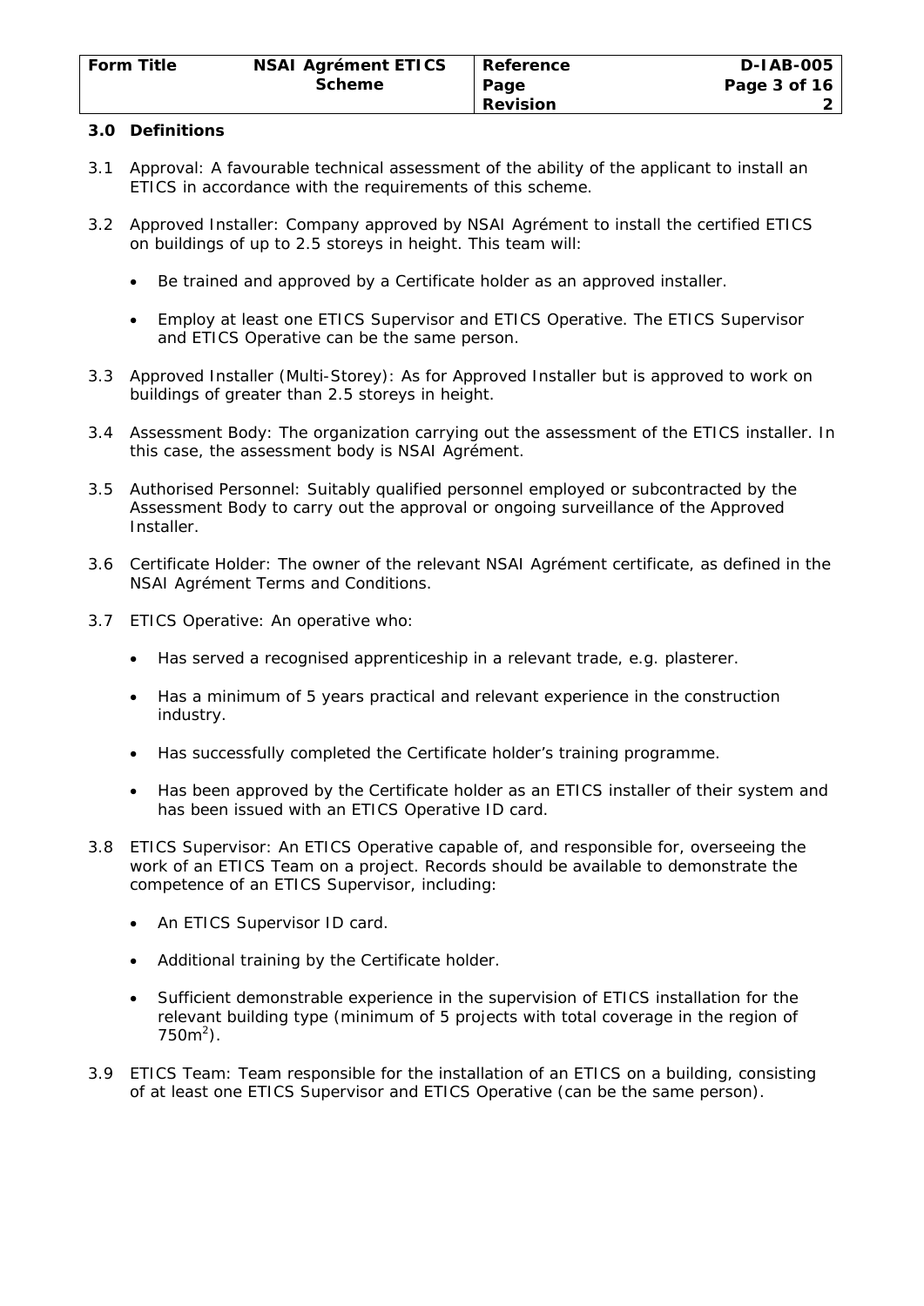## 3.0 Definitions

3.1 Approval: A favourable technical assessment of the ability of the applicant to install an ETICS in accordance with the requirements of this scheme.

3.2 Approved Installer: Company approved by NSAI Agrément to install the certified ETICS on buildings of up to 2.5 storeys in height. This team will:

- Be trained and approved by a Certificate holder as an approved installer.
- Employ at least one ETICS Supervisor and ETICS Operative. The ETICS Supervisor and ETICS Operative can be the same person.

3.3 Approved Installer (Multi-Storey): As for Approved Installer but is approved to work on buildings of greater than 2.5 storeys in height.

3.4 Assessment Body: The organization carrying out the assessment of the ETICS installer. In this case, the assessment body is NSAI Agrément.

3.5 Authorised Personnel: Suitably qualified personnel employed or subcontracted by the Assessment Body to carry out the approval or ongoing surveillance of the Approved Installer.

3.6 Certificate Holder: The owner of the relevant NSAI Agrément certificate, as defined in the NSAI Agrément Terms and Conditions.

3.7 ETICS Operative: An operative who:

- Has served a recognised apprenticeship in a relevant trade, e.g. plasterer.
- Has a minimum of 5 years practical and relevant experience in the construction industry.
- Has successfully completed the Certificate holder's training programme.
- Has been approved by the Certificate holder as an ETICS installer of their system and has been issued with an ETICS Operative ID card.

3.8 ETICS Supervisor: An ETICS Operative capable of, and responsible for, overseeing the work of an ETICS Team on a project. Records should be available to demonstrate the competence of an ETICS Supervisor, including:

- An ETICS Supervisor ID card.
- Additional training by the Certificate holder.
- Sufficient demonstrable experience in the supervision of ETICS installation for the relevant building type (minimum of 5 projects with total coverage in the region of $750m^2$).

3.9 ETICS Team: Team responsible for the installation of an ETICS on a building, consisting of at least one ETICS Supervisor and ETICS Operative (can be the same person).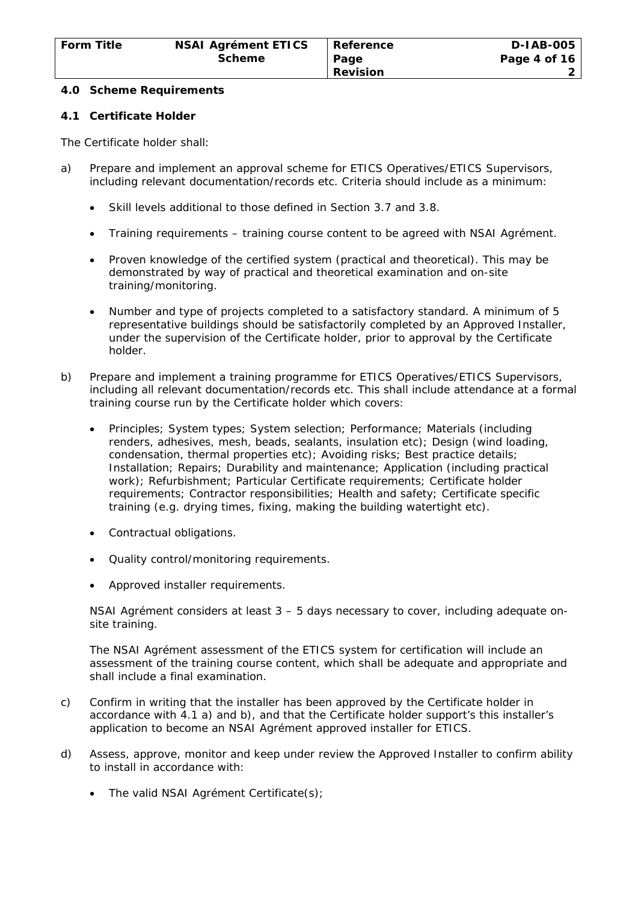## 4.0 Scheme Requirements

### 4.1 Certificate Holder

The Certificate holder shall:

a) Prepare and implement an approval scheme for ETICS Operatives/ETICS Supervisors, including relevant documentation/records etc. Criteria should include as a minimum:

- *Skill levels additional to those defined in Section 3.7 and 3.8.*
- *Training requirements – training course content to be agreed with NSAI Agrément.*
- *Proven knowledge of the certified system (practical and theoretical). This may be demonstrated by way of practical and theoretical examination and on-site training/monitoring.*
- *Number and type of projects completed to a satisfactory standard. A minimum of 5 representative buildings should be satisfactorily completed by an Approved Installer, under the supervision of the Certificate holder, prior to approval by the Certificate holder.*

b) Prepare and implement a training programme for ETICS Operatives/ETICS Supervisors, including all relevant documentation/records etc. This shall include attendance at a formal training course run by the Certificate holder which covers:

- *Principles; System types; System selection; Performance; Materials (including renders, adhesives, mesh, beads, sealants, insulation etc); Design (wind loading, condensation, thermal properties etc); Avoiding risks; Best practice details; Installation; Repairs; Durability and maintenance; Application (including practical work); Refurbishment; Particular Certificate requirements; Certificate holder requirements; Contractor responsibilities; Health and safety; Certificate specific training (e.g. drying times, fixing, making the building watertight etc).*
- *Contractual obligations.*
- *Quality control/monitoring requirements.*
- *Approved installer requirements.*

*NSAI Agrément considers at least 3 – 5 days necessary to cover, including adequate on-site training.*

*The NSAI Agrément assessment of the ETICS system for certification will include an assessment of the training course content, which shall be adequate and appropriate and shall include a final examination.*

c) Confirm in writing that the installer has been approved by the Certificate holder in accordance with 4.1 a) and b), and that the Certificate holder support's this installer's application to become an NSAI Agrément approved installer for ETICS.

d) Assess, approve, monitor and keep under review the Approved Installer to confirm ability to install in accordance with:

- *The valid NSAI Agrément Certificate(s);*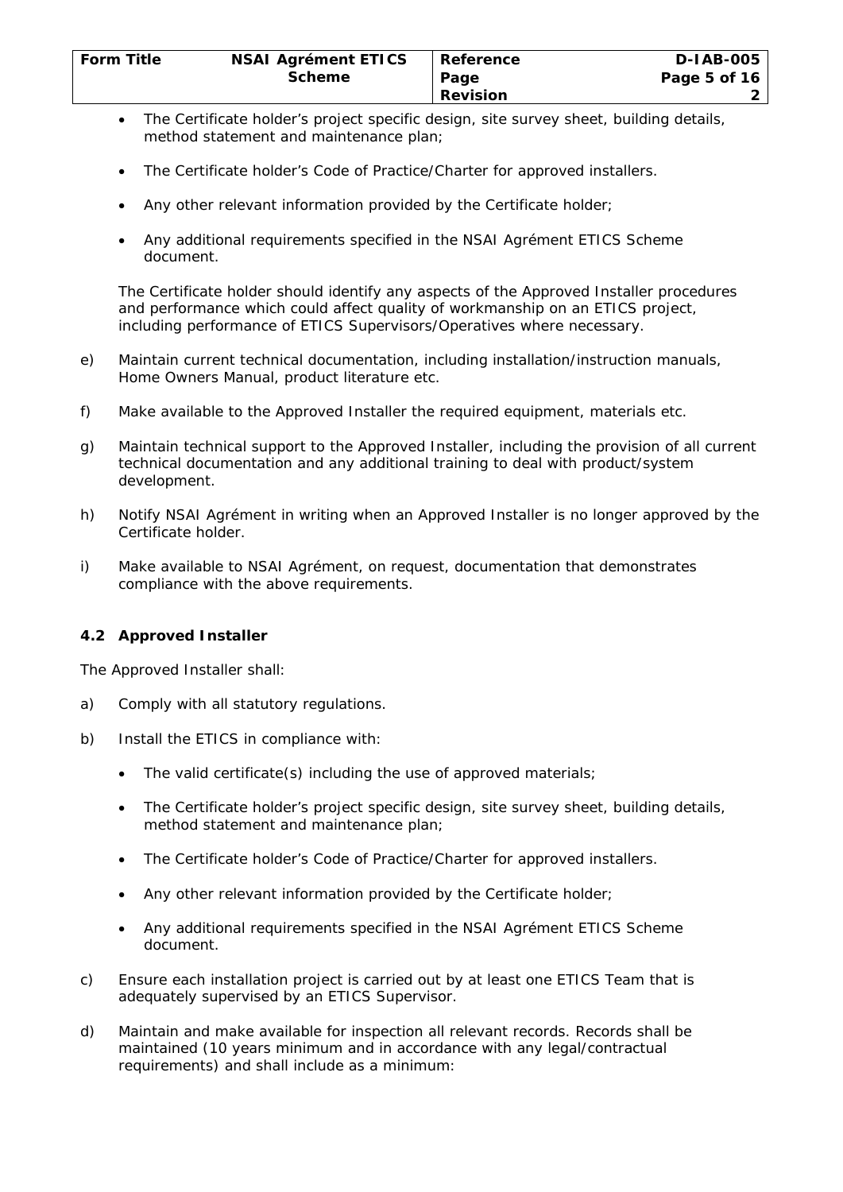- The Certificate holder's project specific design, site survey sheet, building details, method statement and maintenance plan;
- The Certificate holder's Code of Practice/Charter for approved installers.
- Any other relevant information provided by the Certificate holder;
- Any additional requirements specified in the NSAI Agrément ETICS Scheme document.

The Certificate holder should identify any aspects of the Approved Installer procedures and performance which could affect quality of workmanship on an ETICS project, including performance of ETICS Supervisors/Operatives where necessary.

e) Maintain current technical documentation, including installation/instruction manuals, Home Owners Manual, product literature etc.

f) Make available to the Approved Installer the required equipment, materials etc.

g) Maintain technical support to the Approved Installer, including the provision of all current technical documentation and any additional training to deal with product/system development.

h) Notify NSAI Agrément in writing when an Approved Installer is no longer approved by the Certificate holder.

i) Make available to NSAI Agrément, on request, documentation that demonstrates compliance with the above requirements.

### 4.2 Approved Installer

The Approved Installer shall:

a) Comply with all statutory regulations.

b) Install the ETICS in compliance with:

- The valid certificate(s) including the use of approved materials;
- The Certificate holder's project specific design, site survey sheet, building details, method statement and maintenance plan;
- The Certificate holder's Code of Practice/Charter for approved installers.
- Any other relevant information provided by the Certificate holder;
- Any additional requirements specified in the NSAI Agrément ETICS Scheme document.

c) Ensure each installation project is carried out by at least one ETICS Team that is adequately supervised by an ETICS Supervisor.

d) Maintain and make available for inspection all relevant records. Records shall be maintained (10 years minimum and in accordance with any legal/contractual requirements) and shall include as a minimum: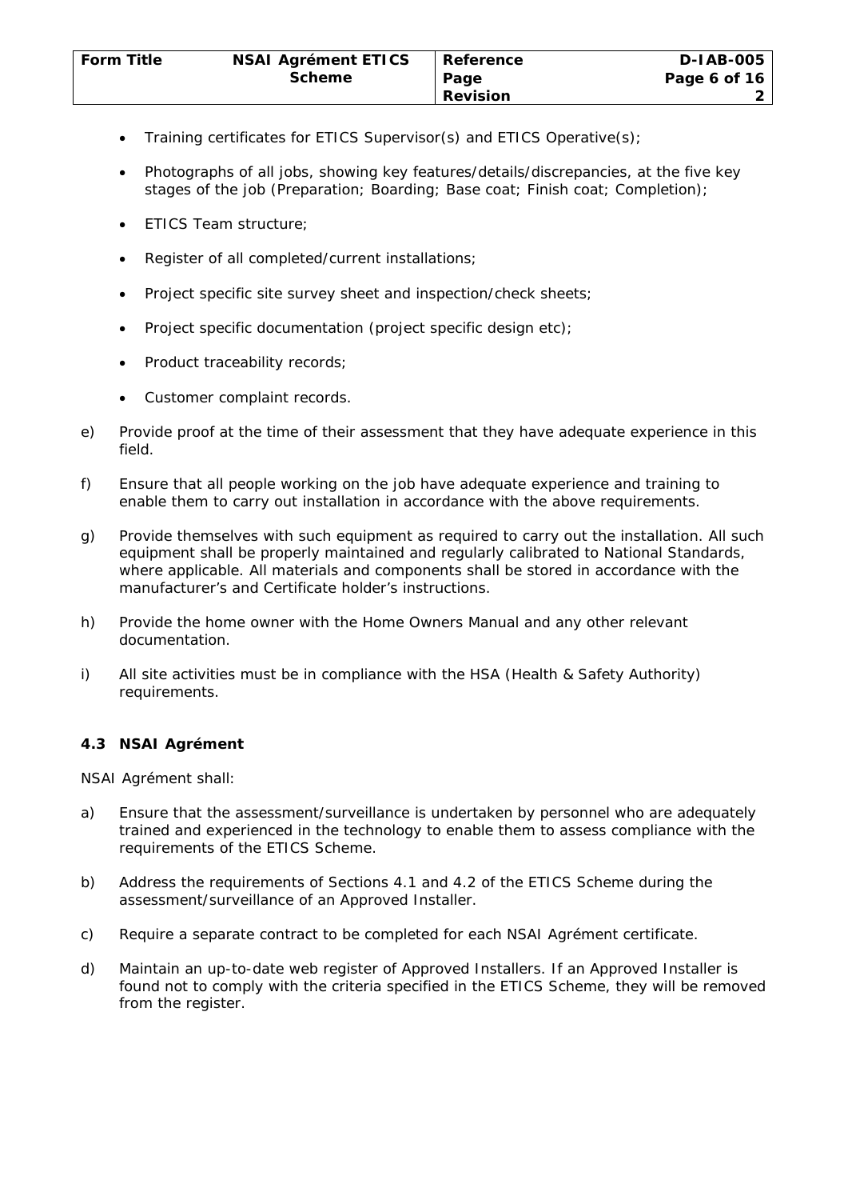- Training certificates for ETICS Supervisor(s) and ETICS Operative(s);
- Photographs of all jobs, showing key features/details/discrepancies, at the five key stages of the job (Preparation; Boarding; Base coat; Finish coat; Completion);
- ETICS Team structure;
- Register of all completed/current installations;
- Project specific site survey sheet and inspection/check sheets;
- Project specific documentation (project specific design etc);
- Product traceability records;
- Customer complaint records.

e) Provide proof at the time of their assessment that they have adequate experience in this field.

f) Ensure that all people working on the job have adequate experience and training to enable them to carry out installation in accordance with the above requirements.

g) Provide themselves with such equipment as required to carry out the installation. All such equipment shall be properly maintained and regularly calibrated to National Standards, where applicable. All materials and components shall be stored in accordance with the manufacturer's and Certificate holder's instructions.

h) Provide the home owner with the Home Owners Manual and any other relevant documentation.

i) All site activities must be in compliance with the HSA (Health & Safety Authority) requirements.

### 4.3 NSAI Agrément

NSAI Agrément shall:

a) Ensure that the assessment/surveillance is undertaken by personnel who are adequately trained and experienced in the technology to enable them to assess compliance with the requirements of the ETICS Scheme.

b) Address the requirements of Sections 4.1 and 4.2 of the ETICS Scheme during the assessment/surveillance of an Approved Installer.

c) Require a separate contract to be completed for each NSAI Agrément certificate.

d) Maintain an up-to-date web register of Approved Installers. If an Approved Installer is found not to comply with the criteria specified in the ETICS Scheme, they will be removed from the register.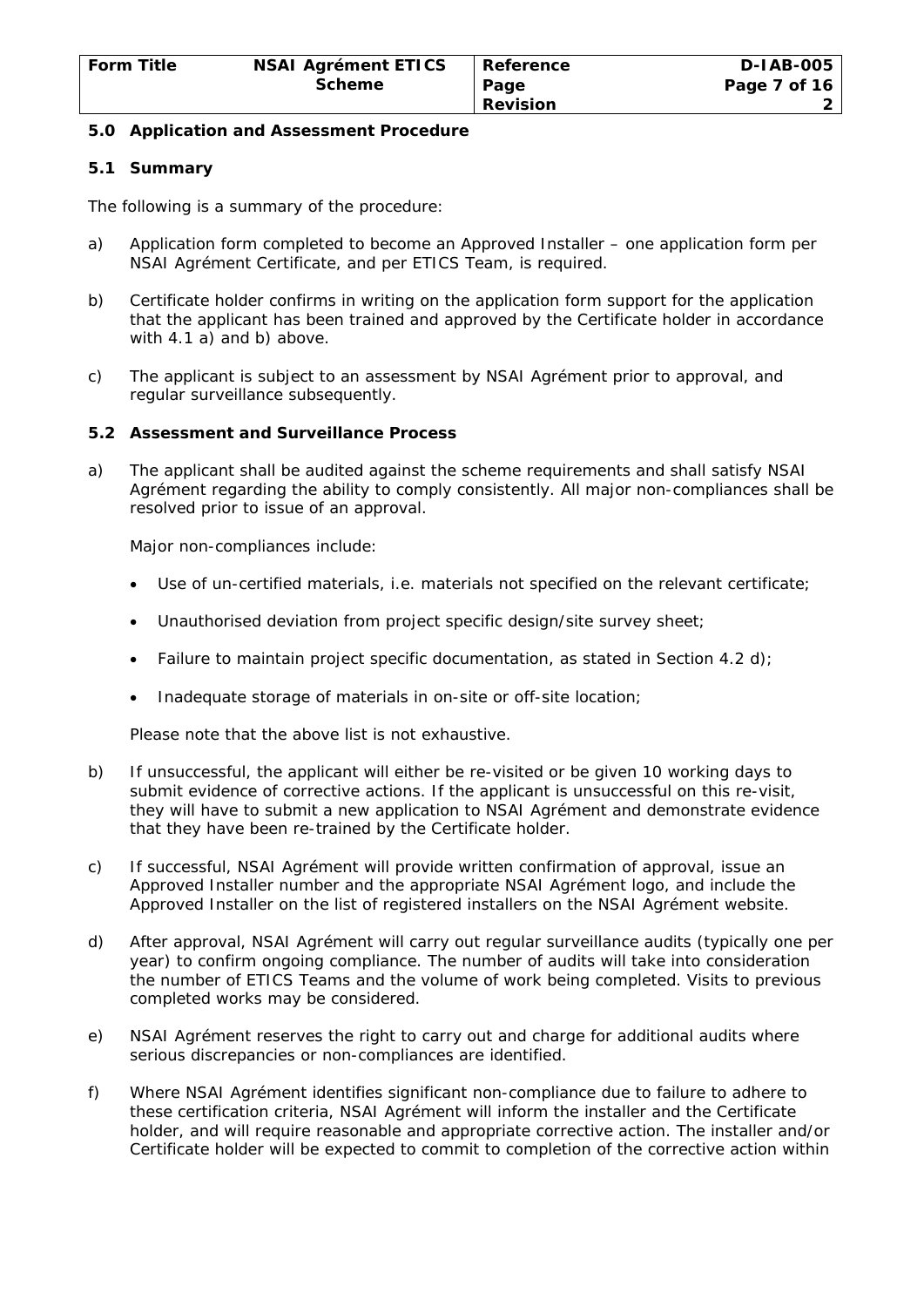## 5.0 Application and Assessment Procedure

### 5.1 Summary

The following is a summary of the procedure:

a) Application form completed to become an Approved Installer – one application form per NSAI Agrément Certificate, and per ETICS Team, is required.

b) Certificate holder confirms in writing on the application form support for the application that the applicant has been trained and approved by the Certificate holder in accordance with 4.1 a) and b) above.

c) The applicant is subject to an assessment by NSAI Agrément prior to approval, and regular surveillance subsequently.

### 5.2 Assessment and Surveillance Process

a) The applicant shall be audited against the scheme requirements and shall satisfy NSAI Agrément regarding the ability to comply consistently. All major non-compliances shall be resolved prior to issue of an approval.

   Major non-compliances include:

   - Use of un-certified materials, i.e. materials not specified on the relevant certificate;
   - Unauthorised deviation from project specific design/site survey sheet;
   - Failure to maintain project specific documentation, as stated in Section 4.2 d);
   - Inadequate storage of materials in on-site or off-site location;

   Please note that the above list is not exhaustive.

b) If unsuccessful, the applicant will either be re-visited or be given 10 working days to submit evidence of corrective actions. If the applicant is unsuccessful on this re-visit, they will have to submit a new application to NSAI Agrément and demonstrate evidence that they have been re-trained by the Certificate holder.

c) If successful, NSAI Agrément will provide written confirmation of approval, issue an Approved Installer number and the appropriate NSAI Agrément logo, and include the Approved Installer on the list of registered installers on the NSAI Agrément website.

d) After approval, NSAI Agrément will carry out regular surveillance audits (typically one per year) to confirm ongoing compliance. The number of audits will take into consideration the number of ETICS Teams and the volume of work being completed. Visits to previous completed works may be considered.

e) NSAI Agrément reserves the right to carry out and charge for additional audits where serious discrepancies or non-compliances are identified.

f) Where NSAI Agrément identifies significant non-compliance due to failure to adhere to these certification criteria, NSAI Agrément will inform the installer and the Certificate holder, and will require reasonable and appropriate corrective action. The installer and/or Certificate holder will be expected to commit to completion of the corrective action within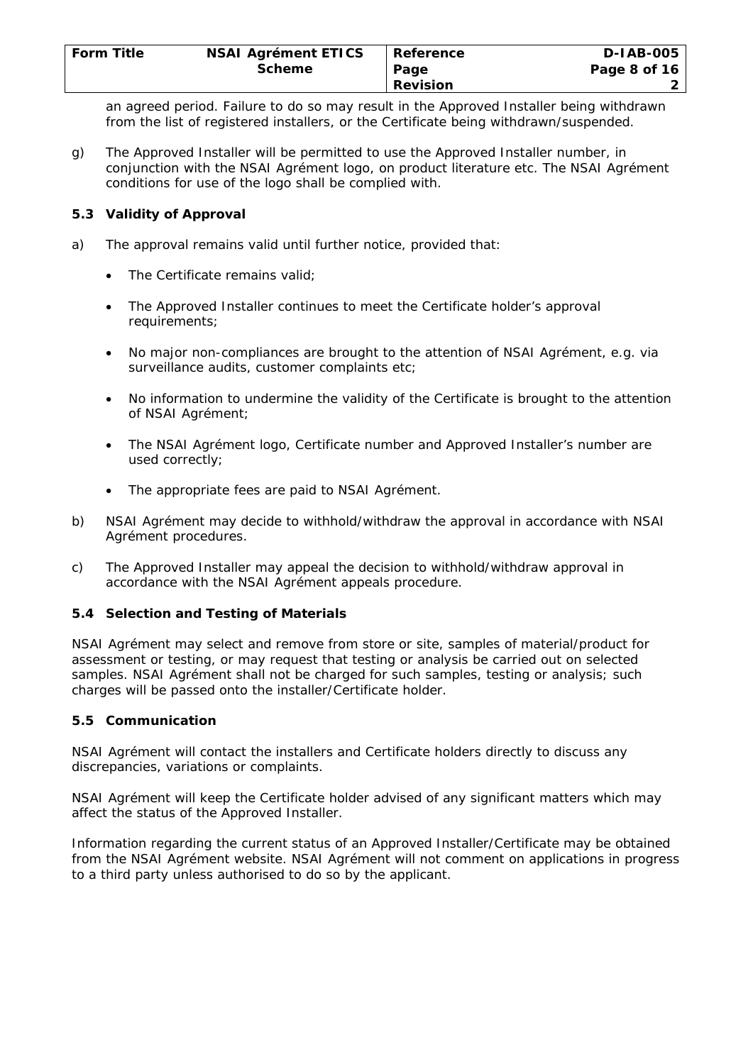an agreed period. Failure to do so may result in the Approved Installer being withdrawn from the list of registered installers, or the Certificate being withdrawn/suspended.

g) The Approved Installer will be permitted to use the Approved Installer number, in conjunction with the NSAI Agrément logo, on product literature etc. The NSAI Agrément conditions for use of the logo shall be complied with.

### 5.3 Validity of Approval

a) The approval remains valid until further notice, provided that:

- The Certificate remains valid;
- The Approved Installer continues to meet the Certificate holder's approval requirements;
- No major non-compliances are brought to the attention of NSAI Agrément, e.g. via surveillance audits, customer complaints etc;
- No information to undermine the validity of the Certificate is brought to the attention of NSAI Agrément;
- The NSAI Agrément logo, Certificate number and Approved Installer's number are used correctly;
- The appropriate fees are paid to NSAI Agrément.

b) NSAI Agrément may decide to withhold/withdraw the approval in accordance with NSAI Agrément procedures.

c) The Approved Installer may appeal the decision to withhold/withdraw approval in accordance with the NSAI Agrément appeals procedure.

### 5.4 Selection and Testing of Materials

NSAI Agrément may select and remove from store or site, samples of material/product for assessment or testing, or may request that testing or analysis be carried out on selected samples. NSAI Agrément shall not be charged for such samples, testing or analysis; such charges will be passed onto the installer/Certificate holder.

### 5.5 Communication

NSAI Agrément will contact the installers and Certificate holders directly to discuss any discrepancies, variations or complaints.

NSAI Agrément will keep the Certificate holder advised of any significant matters which may affect the status of the Approved Installer.

Information regarding the current status of an Approved Installer/Certificate may be obtained from the NSAI Agrément website. NSAI Agrément will not comment on applications in progress to a third party unless authorised to do so by the applicant.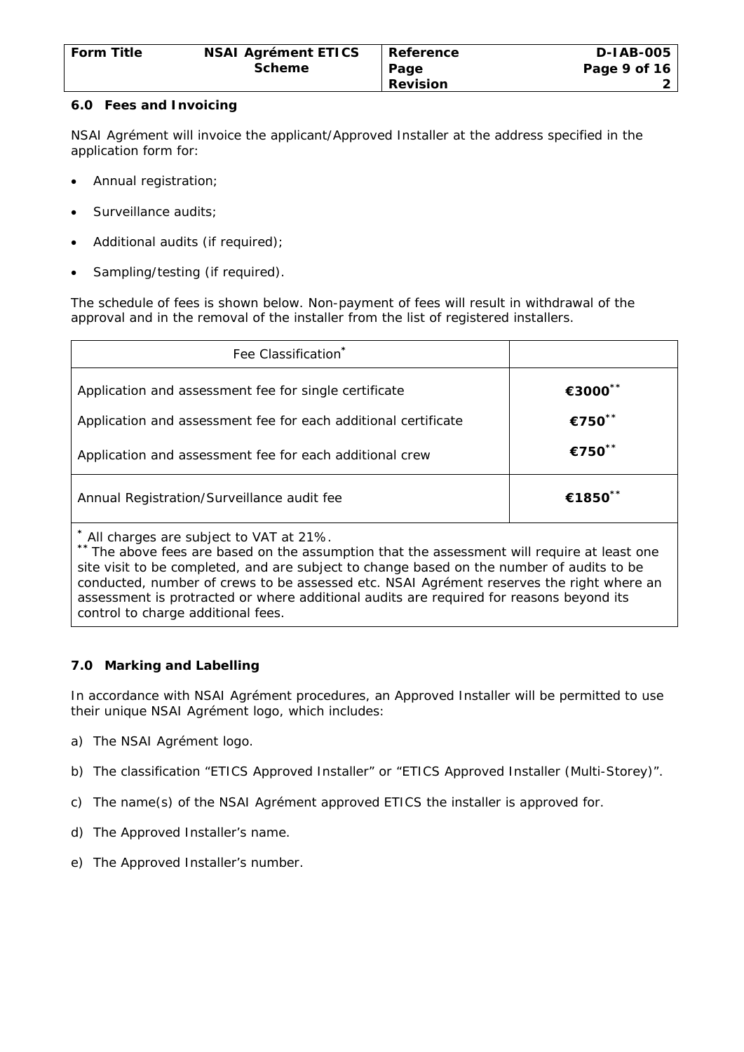## 6.0 Fees and Invoicing

NSAI Agrément will invoice the applicant/Approved Installer at the address specified in the application form for:

- Annual registration;
- Surveillance audits;
- Additional audits (if required);
- Sampling/testing (if required).

The schedule of fees is shown below. Non-payment of fees will result in withdrawal of the approval and in the removal of the installer from the list of registered installers.

| Fee Classification* | |
|---|---|
| Application and assessment fee for single certificate | €3000** |
| Application and assessment fee for each additional certificate | €750** |
| Application and assessment fee for each additional crew | €750** |
| Annual Registration/Surveillance audit fee | €1850** |

\* All charges are subject to VAT at 21%.
** The above fees are based on the assumption that the assessment will require at least one site visit to be completed, and are subject to change based on the number of audits to be conducted, number of crews to be assessed etc. NSAI Agrément reserves the right where an assessment is protracted or where additional audits are required for reasons beyond its control to charge additional fees.

## 7.0 Marking and Labelling

In accordance with NSAI Agrément procedures, an Approved Installer will be permitted to use their unique NSAI Agrément logo, which includes:

a) The NSAI Agrément logo.

b) The classification "ETICS Approved Installer" or "ETICS Approved Installer (Multi-Storey)".

c) The name(s) of the NSAI Agrément approved ETICS the installer is approved for.

d) The Approved Installer's name.

e) The Approved Installer's number.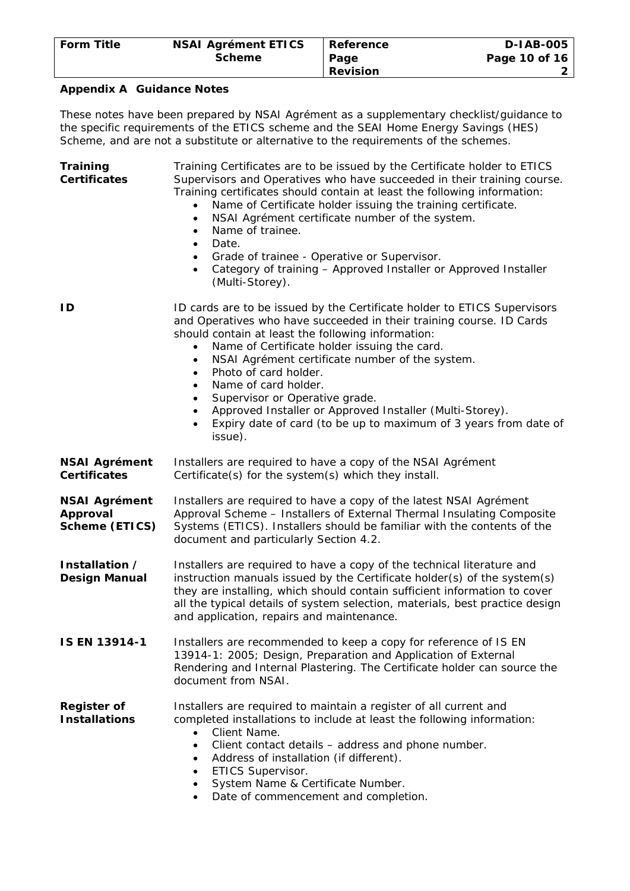## Appendix A Guidance Notes

These notes have been prepared by NSAI Agrément as a supplementary checklist/guidance to the specific requirements of the ETICS scheme and the SEAI Home Energy Savings (HES) Scheme, and are not a substitute or alternative to the requirements of the schemes.

**Training Certificates**

Training Certificates are to be issued by the Certificate holder to ETICS Supervisors and Operatives who have succeeded in their training course. Training certificates should contain at least the following information:

- Name of Certificate holder issuing the training certificate.
- NSAI Agrément certificate number of the system.
- Name of trainee.
- Date.
- Grade of trainee - Operative or Supervisor.
- Category of training – Approved Installer or Approved Installer (Multi-Storey).

**ID**

ID cards are to be issued by the Certificate holder to ETICS Supervisors and Operatives who have succeeded in their training course. ID Cards should contain at least the following information:

- Name of Certificate holder issuing the card.
- NSAI Agrément certificate number of the system.
- Photo of card holder.
- Name of card holder.
- Supervisor or Operative grade.
- Approved Installer or Approved Installer (Multi-Storey).
- Expiry date of card (to be up to maximum of 3 years from date of issue).

**NSAI Agrément Certificates**

Installers are required to have a copy of the NSAI Agrément Certificate(s) for the system(s) which they install.

**NSAI Agrément Approval Scheme (ETICS)**

Installers are required to have a copy of the latest NSAI Agrément Approval Scheme – Installers of External Thermal Insulating Composite Systems (ETICS). Installers should be familiar with the contents of the document and particularly Section 4.2.

**Installation / Design Manual**

Installers are required to have a copy of the technical literature and instruction manuals issued by the Certificate holder(s) of the system(s) they are installing, which should contain sufficient information to cover all the typical details of system selection, materials, best practice design and application, repairs and maintenance.

**IS EN 13914-1**

Installers are recommended to keep a copy for reference of IS EN 13914-1: 2005; Design, Preparation and Application of External Rendering and Internal Plastering. The Certificate holder can source the document from NSAI.

**Register of Installations**

Installers are required to maintain a register of all current and completed installations to include at least the following information:

- Client Name.
- Client contact details – address and phone number.
- Address of installation (if different).
- ETICS Supervisor.
- System Name & Certificate Number.
- Date of commencement and completion.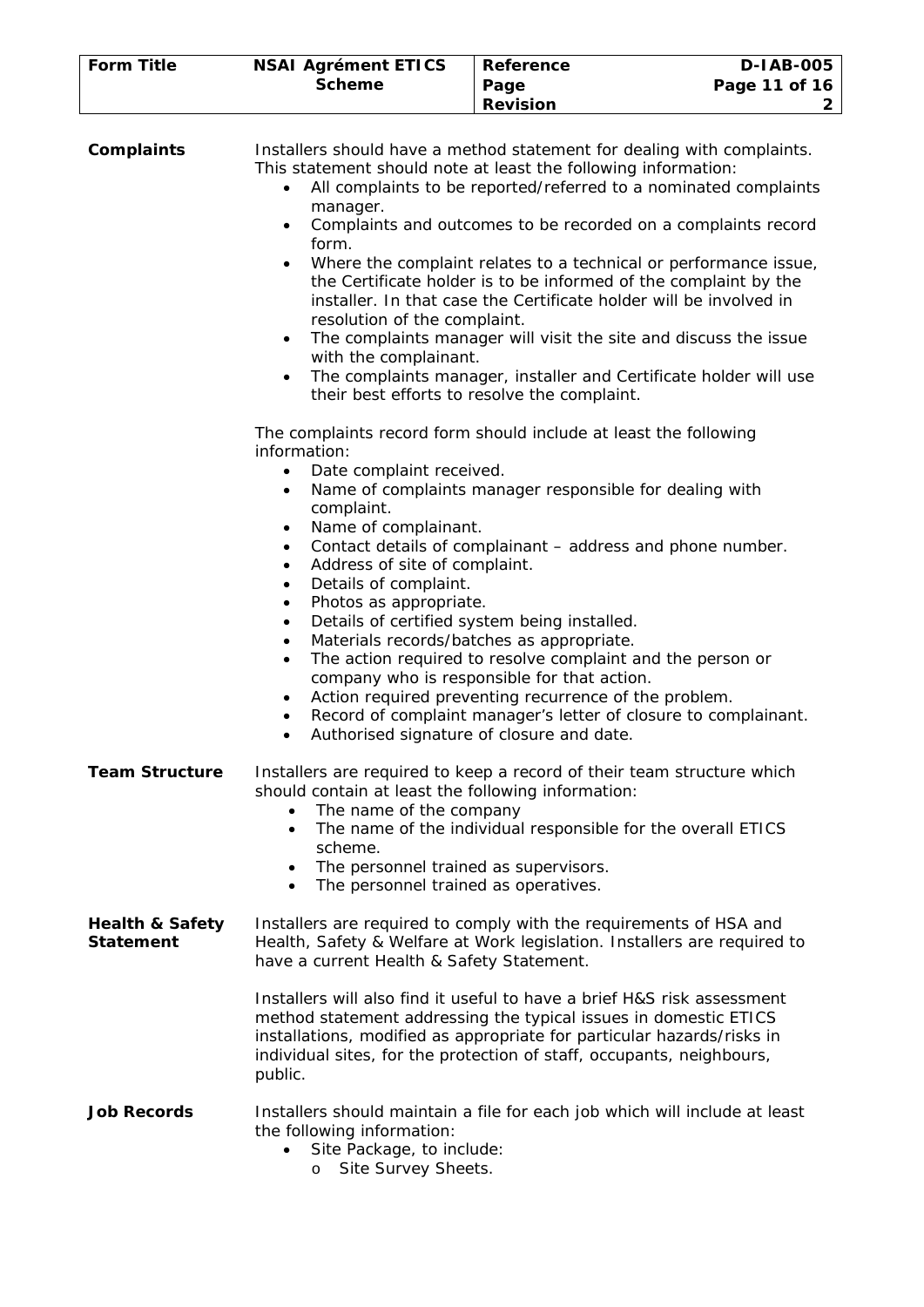**Complaints**

Installers should have a method statement for dealing with complaints. This statement should note at least the following information:

- All complaints to be reported/referred to a nominated complaints manager.
- Complaints and outcomes to be recorded on a complaints record form.
- Where the complaint relates to a technical or performance issue, the Certificate holder is to be informed of the complaint by the installer. In that case the Certificate holder will be involved in resolution of the complaint.
- The complaints manager will visit the site and discuss the issue with the complainant.
- The complaints manager, installer and Certificate holder will use their best efforts to resolve the complaint.

The complaints record form should include at least the following information:

- Date complaint received.
- Name of complaints manager responsible for dealing with complaint.
- Name of complainant.
- Contact details of complainant – address and phone number.
- Address of site of complaint.
- Details of complaint.
- Photos as appropriate.
- Details of certified system being installed.
- Materials records/batches as appropriate.
- The action required to resolve complaint and the person or company who is responsible for that action.
- Action required preventing recurrence of the problem.
- Record of complaint manager's letter of closure to complainant.
- Authorised signature of closure and date.

**Team Structure**

Installers are required to keep a record of their team structure which should contain at least the following information:

- The name of the company
- The name of the individual responsible for the overall ETICS scheme.
- The personnel trained as supervisors.
- The personnel trained as operatives.

**Health & Safety Statement**

Installers are required to comply with the requirements of HSA and Health, Safety & Welfare at Work legislation. Installers are required to have a current Health & Safety Statement.

Installers will also find it useful to have a brief H&S risk assessment method statement addressing the typical issues in domestic ETICS installations, modified as appropriate for particular hazards/risks in individual sites, for the protection of staff, occupants, neighbours, public.

**Job Records**

Installers should maintain a file for each job which will include at least the following information:

- Site Package, to include:
  - Site Survey Sheets.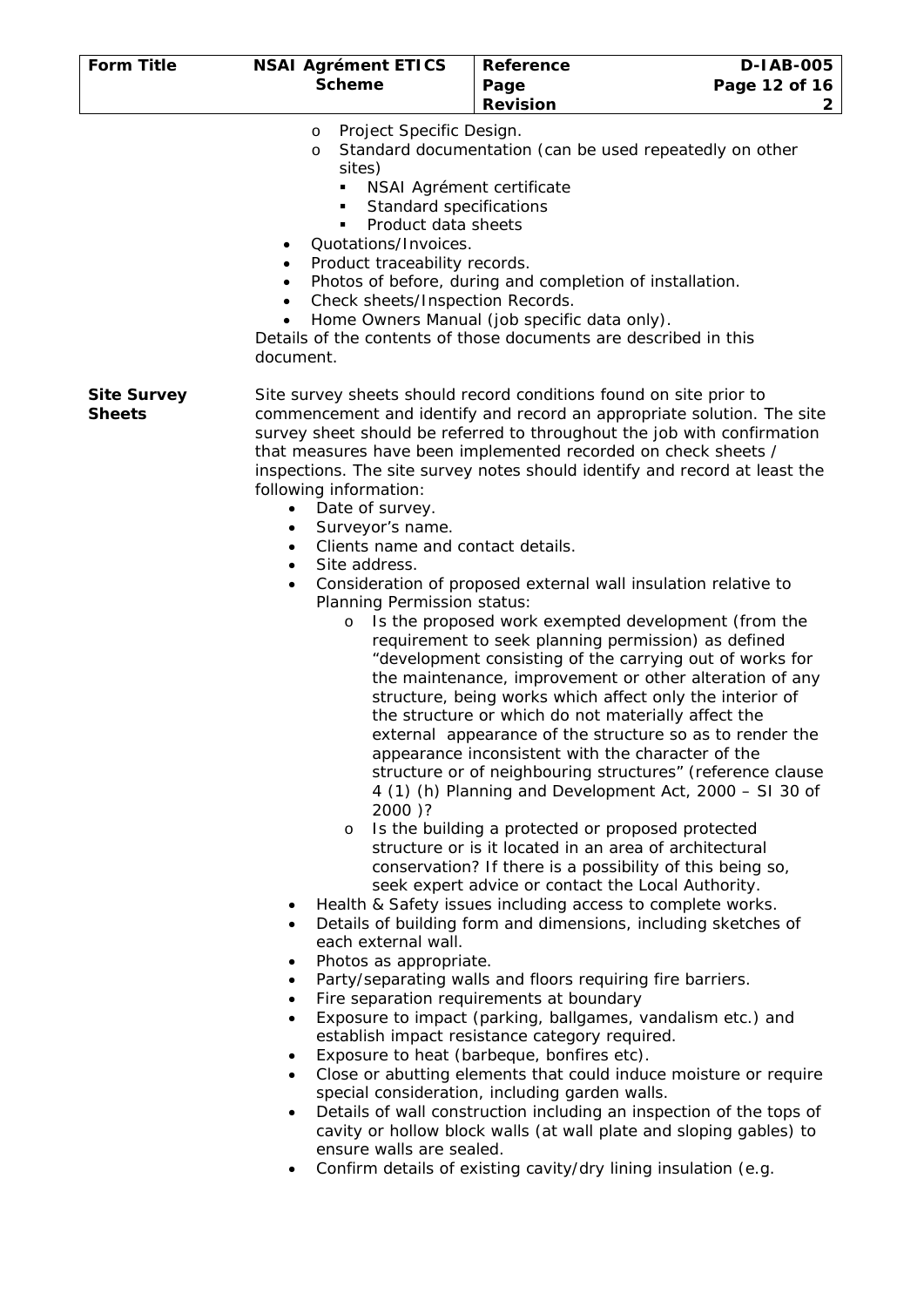- Project Specific Design.
  - Standard documentation (can be used repeatedly on other sites)
    - NSAI Agrément certificate
    - Standard specifications
    - Product data sheets
- Quotations/Invoices.
- Product traceability records.
- Photos of before, during and completion of installation.
- Check sheets/Inspection Records.
- Home Owners Manual (job specific data only).

Details of the contents of those documents are described in this document.

**Site Survey Sheets**

Site survey sheets should record conditions found on site prior to commencement and identify and record an appropriate solution. The site survey sheet should be referred to throughout the job with confirmation that measures have been implemented recorded on check sheets / inspections. The site survey notes should identify and record at least the following information:

- Date of survey.
- Surveyor's name.
- Clients name and contact details.
- Site address.
- Consideration of proposed external wall insulation relative to Planning Permission status:
  - Is the proposed work exempted development (from the requirement to seek planning permission) as defined "development consisting of the carrying out of works for the maintenance, improvement or other alteration of any structure, being works which affect only the interior of the structure or which do not materially affect the external appearance of the structure so as to render the appearance inconsistent with the character of the structure or of neighbouring structures" (reference clause 4 (1) (h) Planning and Development Act, 2000 – SI 30 of 2000 )?
  - Is the building a protected or proposed protected structure or is it located in an area of architectural conservation? If there is a possibility of this being so, seek expert advice or contact the Local Authority.
- Health & Safety issues including access to complete works.
- Details of building form and dimensions, including sketches of each external wall.
- Photos as appropriate.
- Party/separating walls and floors requiring fire barriers.
- Fire separation requirements at boundary
- Exposure to impact (parking, ballgames, vandalism etc.) and establish impact resistance category required.
- Exposure to heat (barbeque, bonfires etc).
- Close or abutting elements that could induce moisture or require special consideration, including garden walls.
- Details of wall construction including an inspection of the tops of cavity or hollow block walls (at wall plate and sloping gables) to ensure walls are sealed.
- Confirm details of existing cavity/dry lining insulation (e.g.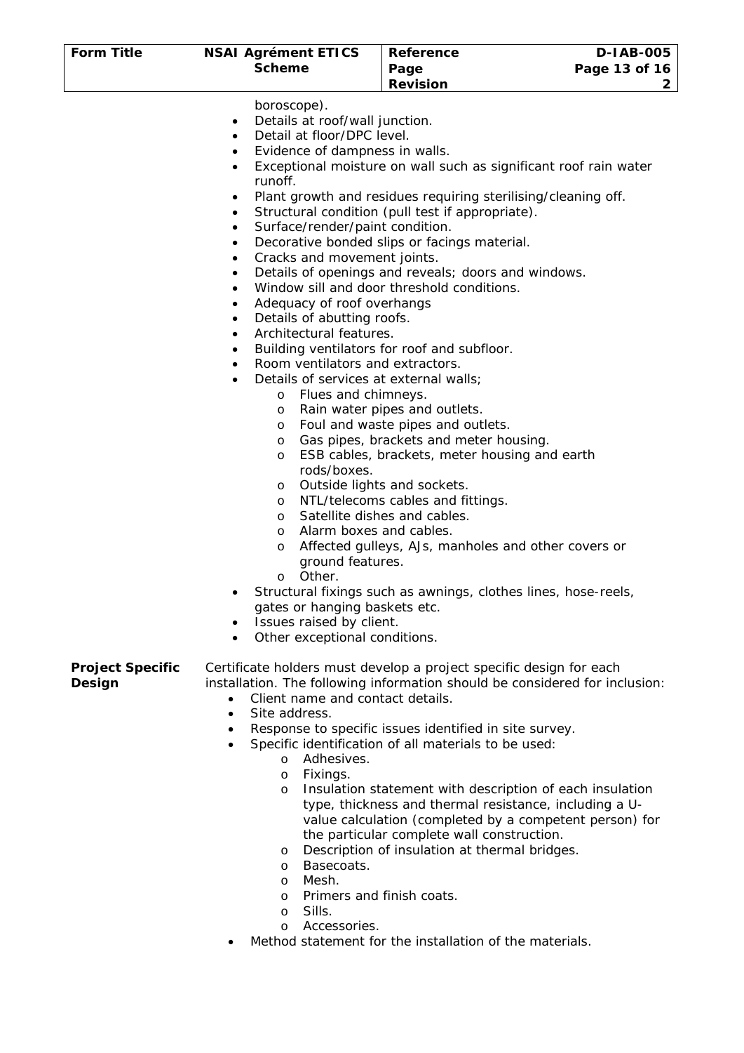boroscope).

- Details at roof/wall junction.
- Detail at floor/DPC level.
- Evidence of dampness in walls.
- Exceptional moisture on wall such as significant roof rain water runoff.
- Plant growth and residues requiring sterilising/cleaning off.
- Structural condition (pull test if appropriate).
- Surface/render/paint condition.
- Decorative bonded slips or facings material.
- Cracks and movement joints.
- Details of openings and reveals; doors and windows.
- Window sill and door threshold conditions.
- Adequacy of roof overhangs
- Details of abutting roofs.
- Architectural features.
- Building ventilators for roof and subfloor.
- Room ventilators and extractors.
- Details of services at external walls;
    - Flues and chimneys.
    - Rain water pipes and outlets.
    - Foul and waste pipes and outlets.
    - Gas pipes, brackets and meter housing.
    - ESB cables, brackets, meter housing and earth rods/boxes.
    - Outside lights and sockets.
    - NTL/telecoms cables and fittings.
    - Satellite dishes and cables.
    - Alarm boxes and cables.
    - Affected gulleys, AJs, manholes and other covers or ground features.
    - Other.
- Structural fixings such as awnings, clothes lines, hose-reels, gates or hanging baskets etc.
- Issues raised by client.
- Other exceptional conditions.

**Project Specific Design**

Certificate holders must develop a project specific design for each installation. The following information should be considered for inclusion:

- Client name and contact details.
- Site address.
- Response to specific issues identified in site survey.
- Specific identification of all materials to be used:
    - Adhesives.
    - Fixings.
    - Insulation statement with description of each insulation type, thickness and thermal resistance, including a U-value calculation (completed by a competent person) for the particular complete wall construction.
    - Description of insulation at thermal bridges.
    - Basecoats.
    - Mesh.
    - Primers and finish coats.
    - Sills.
    - Accessories.
- Method statement for the installation of the materials.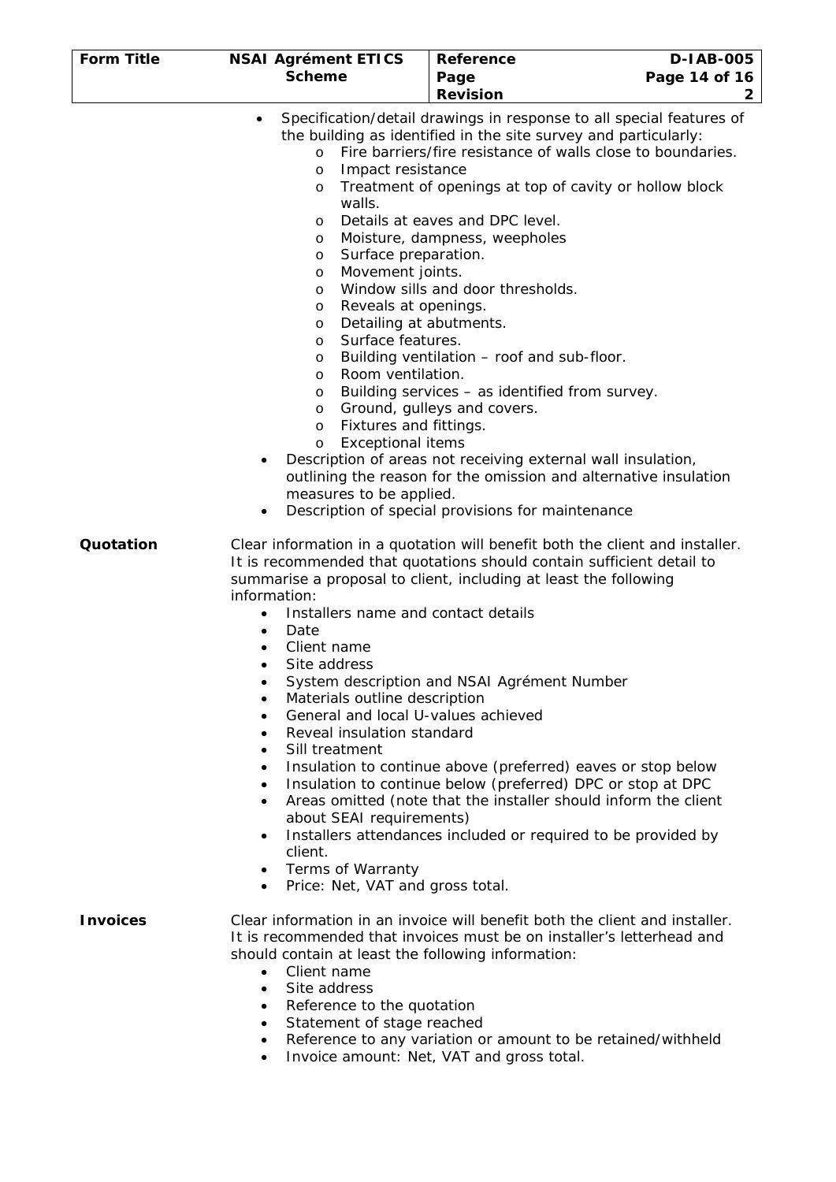- Specification/detail drawings in response to all special features of the building as identified in the site survey and particularly:
    - Fire barriers/fire resistance of walls close to boundaries.
    - Impact resistance
    - Treatment of openings at top of cavity or hollow block walls.
    - Details at eaves and DPC level.
    - Moisture, dampness, weepholes
    - Surface preparation.
    - Movement joints.
    - Window sills and door thresholds.
    - Reveals at openings.
    - Detailing at abutments.
    - Surface features.
    - Building ventilation – roof and sub-floor.
    - Room ventilation.
    - Building services – as identified from survey.
    - Ground, gulleys and covers.
    - Fixtures and fittings.
    - Exceptional items
- Description of areas not receiving external wall insulation, outlining the reason for the omission and alternative insulation measures to be applied.
- Description of special provisions for maintenance

**Quotation**

Clear information in a quotation will benefit both the client and installer. It is recommended that quotations should contain sufficient detail to summarise a proposal to client, including at least the following information:

- Installers name and contact details
- Date
- Client name
- Site address
- System description and NSAI Agrément Number
- Materials outline description
- General and local U-values achieved
- Reveal insulation standard
- Sill treatment
- Insulation to continue above (preferred) eaves or stop below
- Insulation to continue below (preferred) DPC or stop at DPC
- Areas omitted (note that the installer should inform the client about SEAI requirements)
- Installers attendances included or required to be provided by client.
- Terms of Warranty
- Price: Net, VAT and gross total.

**Invoices**

Clear information in an invoice will benefit both the client and installer. It is recommended that invoices must be on installer's letterhead and should contain at least the following information:

- Client name
- Site address
- Reference to the quotation
- Statement of stage reached
- Reference to any variation or amount to be retained/withheld
- Invoice amount: Net, VAT and gross total.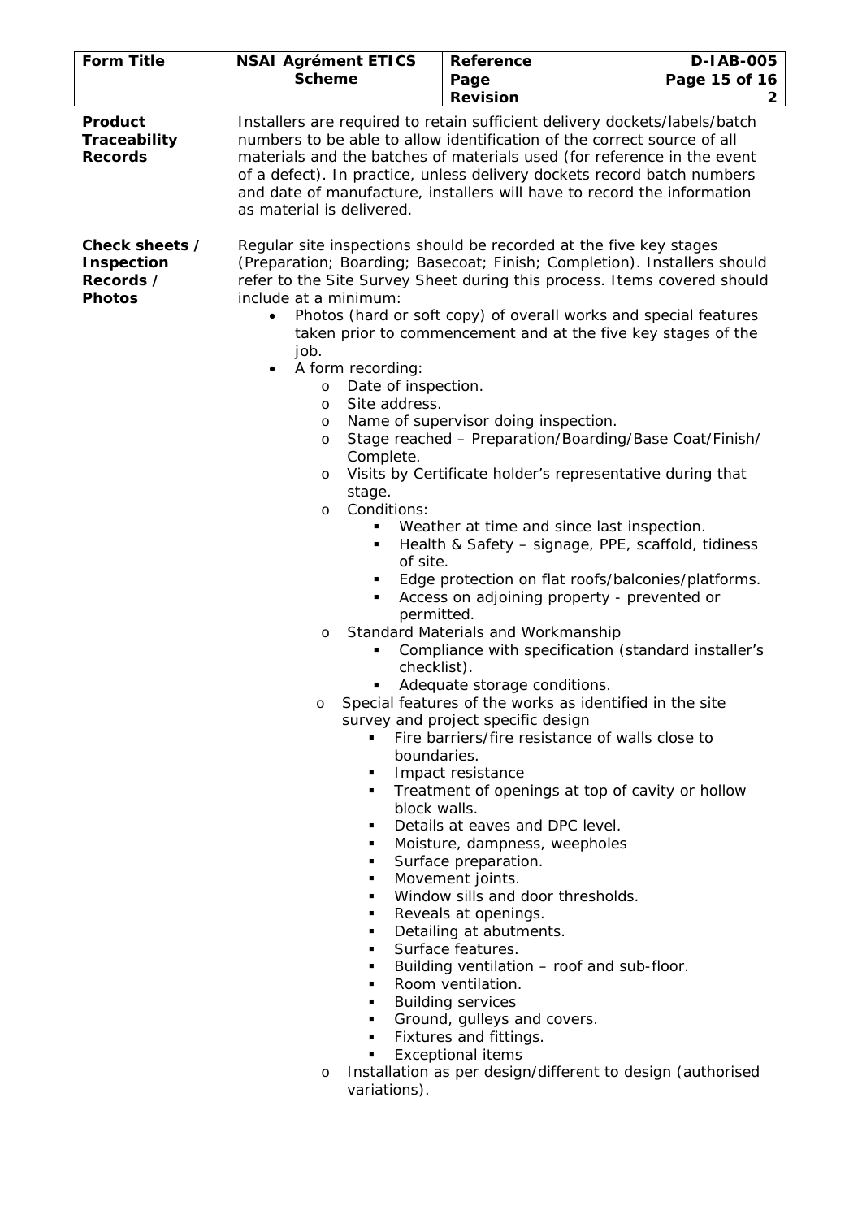**Product Traceability Records**

Installers are required to retain sufficient delivery dockets/labels/batch numbers to be able to allow identification of the correct source of all materials and the batches of materials used (for reference in the event of a defect). In practice, unless delivery dockets record batch numbers and date of manufacture, installers will have to record the information as material is delivered.

**Check sheets / Inspection Records / Photos**

Regular site inspections should be recorded at the five key stages (Preparation; Boarding; Basecoat; Finish; Completion). Installers should refer to the Site Survey Sheet during this process. Items covered should include at a minimum:

- Photos (hard or soft copy) of overall works and special features taken prior to commencement and at the five key stages of the job.
- A form recording:
  - Date of inspection.
  - Site address.
  - Name of supervisor doing inspection.
  - Stage reached – Preparation/Boarding/Base Coat/Finish/ Complete.
  - Visits by Certificate holder's representative during that stage.
  - Conditions:
    - Weather at time and since last inspection.
    - Health & Safety – signage, PPE, scaffold, tidiness of site.
    - Edge protection on flat roofs/balconies/platforms.
    - Access on adjoining property - prevented or permitted.
  - Standard Materials and Workmanship
    - Compliance with specification (standard installer's checklist).
    - Adequate storage conditions.
  - Special features of the works as identified in the site survey and project specific design
    - Fire barriers/fire resistance of walls close to boundaries.
    - Impact resistance
    - Treatment of openings at top of cavity or hollow block walls.
    - Details at eaves and DPC level.
    - Moisture, dampness, weepholes
    - Surface preparation.
    - Movement joints.
    - Window sills and door thresholds.
    - Reveals at openings.
    - Detailing at abutments.
    - Surface features.
    - Building ventilation – roof and sub-floor.
    - Room ventilation.
    - Building services
    - Ground, gulleys and covers.
    - Fixtures and fittings.
    - Exceptional items
  - Installation as per design/different to design (authorised variations).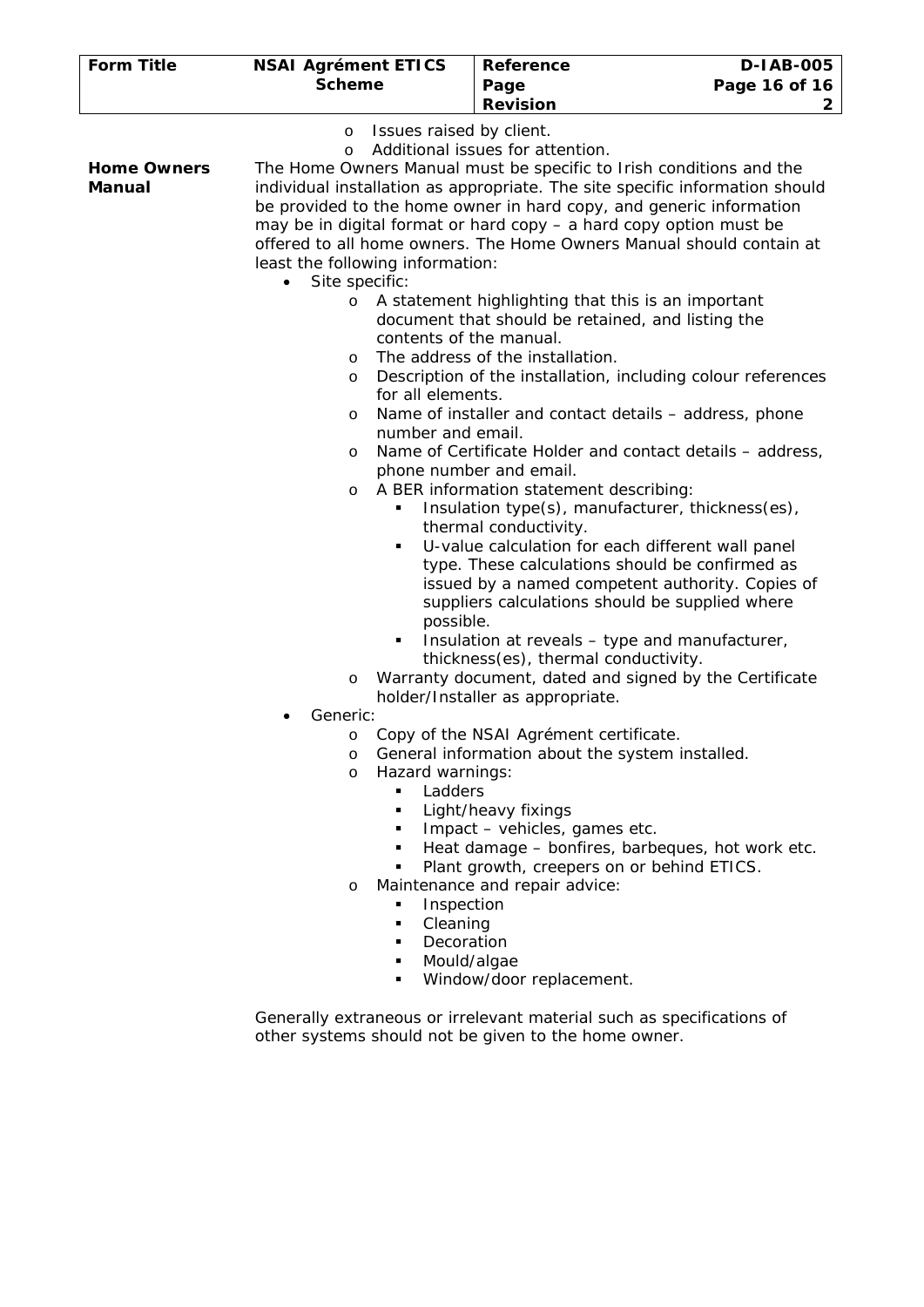- Issues raised by client.
- Additional issues for attention.

**Home Owners Manual**

The Home Owners Manual must be specific to Irish conditions and the individual installation as appropriate. The site specific information should be provided to the home owner in hard copy, and generic information may be in digital format or hard copy – a hard copy option must be offered to all home owners. The Home Owners Manual should contain at least the following information:

- Site specific:
  - A statement highlighting that this is an important document that should be retained, and listing the contents of the manual.
  - The address of the installation.
  - Description of the installation, including colour references for all elements.
  - Name of installer and contact details – address, phone number and email.
  - Name of Certificate Holder and contact details – address, phone number and email.
  - A BER information statement describing:
    - Insulation type(s), manufacturer, thickness(es), thermal conductivity.
    - U-value calculation for each different wall panel type. These calculations should be confirmed as issued by a named competent authority. Copies of suppliers calculations should be supplied where possible.
    - Insulation at reveals – type and manufacturer, thickness(es), thermal conductivity.
  - Warranty document, dated and signed by the Certificate holder/Installer as appropriate.
- Generic:
  - Copy of the NSAI Agrément certificate.
  - General information about the system installed.
  - Hazard warnings:
    - Ladders
    - Light/heavy fixings
    - Impact – vehicles, games etc.
    - Heat damage – bonfires, barbeques, hot work etc.
    - Plant growth, creepers on or behind ETICS.
  - Maintenance and repair advice:
    - Inspection
    - Cleaning
    - Decoration
    - Mould/algae
    - Window/door replacement.

Generally extraneous or irrelevant material such as specifications of other systems should not be given to the home owner.